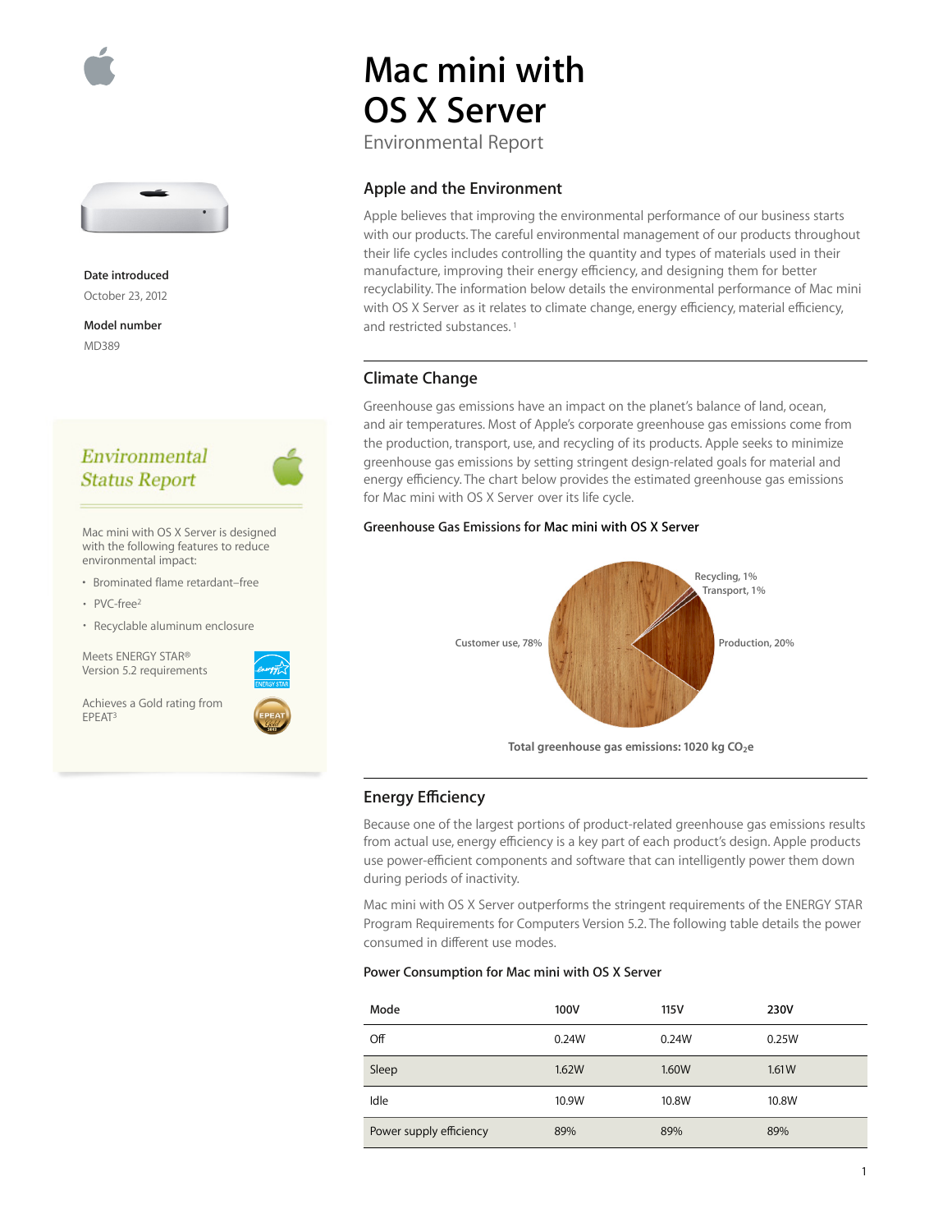# Mac mini with OS X Server

Environmental Report

Date introduced

October 23, 2012

Model number

MD389

## Environmental Status Report

Mac mini with OS X Server is designed with the following features to reduce environmental impact:

- Brominated flame retardant–free
- PVC-free[2]
- Recyclable aluminum enclosure

Meets ENERGY STAR® Version 5.2 requirements

Achieves a Gold rating from EPEAT[3]

## Apple and the Environment

Apple believes that improving the environmental performance of our business starts with our products. The careful environmental management of our products throughout their life cycles includes controlling the quantity and types of materials used in their manufacture, improving their energy efficiency, and designing them for better recyclability. The information below details the environmental performance of Mac mini with OS X Server as it relates to climate change, energy efficiency, material efficiency, and restricted substances.[1]

## Climate Change

Greenhouse gas emissions have an impact on the planet's balance of land, ocean, and air temperatures. Most of Apple's corporate greenhouse gas emissions come from the production, transport, use, and recycling of its products. Apple seeks to minimize greenhouse gas emissions by setting stringent design-related goals for material and energy efficiency. The chart below provides the estimated greenhouse gas emissions for Mac mini with OS X Server over its life cycle.

### Greenhouse Gas Emissions for Mac mini with OS X Server

Customer use, 78%

Production, 20%

Transport, 1%

Recycling, 1%

Total greenhouse gas emissions: 1020 kg $CO_2e$

## Energy Efficiency

Because one of the largest portions of product-related greenhouse gas emissions results from actual use, energy efficiency is a key part of each product's design. Apple products use power-efficient components and software that can intelligently power them down during periods of inactivity.

Mac mini with OS X Server outperforms the stringent requirements of the ENERGY STAR Program Requirements for Computers Version 5.2. The following table details the power consumed in different use modes.

### Power Consumption for Mac mini with OS X Server

| Mode | 100V | 115V | 230V |
|---|---|---|---|
| Off | 0.24W | 0.24W | 0.25W |
| Sleep | 1.62W | 1.60W | 1.61W |
| Idle | 10.9W | 10.8W | 10.8W |
| Power supply efficiency | 89% | 89% | 89% |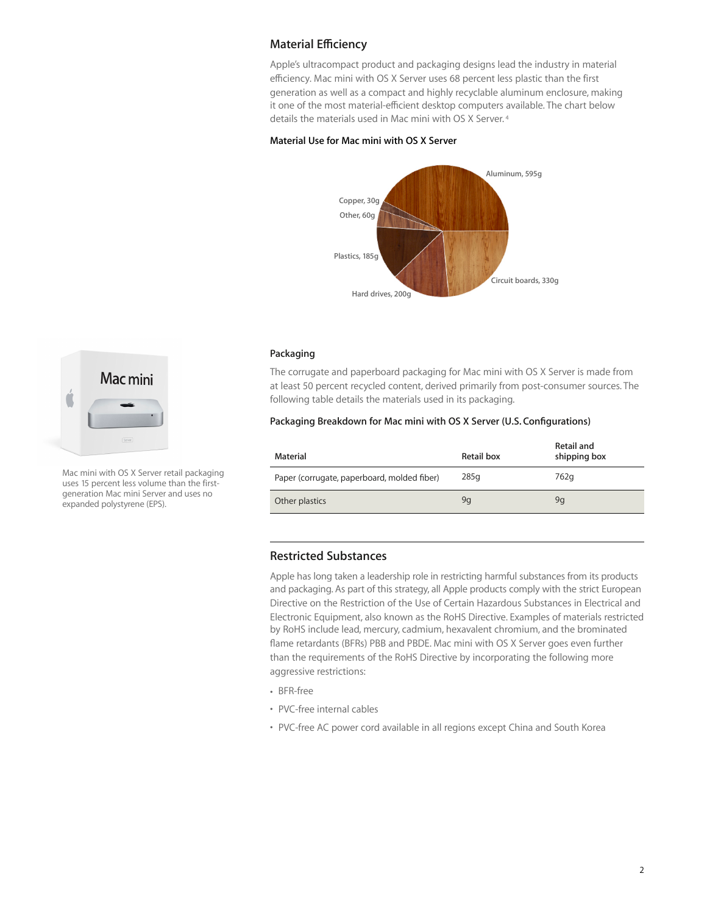## Material Efficiency

Apple's ultracompact product and packaging designs lead the industry in material efficiency. Mac mini with OS X Server uses 68 percent less plastic than the first generation as well as a compact and highly recyclable aluminum enclosure, making it one of the most material-efficient desktop computers available. The chart below details the materials used in Mac mini with OS X Server.[4]

### Material Use for Mac mini with OS X Server

Aluminum, 595g

Circuit boards, 330g

Hard drives, 200g

Plastics, 185g

Other, 60g

Copper, 30g

Mac mini with OS X Server retail packaging uses 15 percent less volume than the first-generation Mac mini Server and uses no expanded polystyrene (EPS).

### Packaging

The corrugate and paperboard packaging for Mac mini with OS X Server is made from at least 50 percent recycled content, derived primarily from post-consumer sources. The following table details the materials used in its packaging.

### Packaging Breakdown for Mac mini with OS X Server (U.S. Configurations)

| Material | Retail box | Retail and shipping box |
|---|---|---|
| Paper (corrugate, paperboard, molded fiber) | 285g | 762g |
| Other plastics | 9g | 9g |

## Restricted Substances

Apple has long taken a leadership role in restricting harmful substances from its products and packaging. As part of this strategy, all Apple products comply with the strict European Directive on the Restriction of the Use of Certain Hazardous Substances in Electrical and Electronic Equipment, also known as the RoHS Directive. Examples of materials restricted by RoHS include lead, mercury, cadmium, hexavalent chromium, and the brominated flame retardants (BFRs) PBB and PBDE. Mac mini with OS X Server goes even further than the requirements of the RoHS Directive by incorporating the following more aggressive restrictions:

- BFR-free
- PVC-free internal cables
- PVC-free AC power cord available in all regions except China and South Korea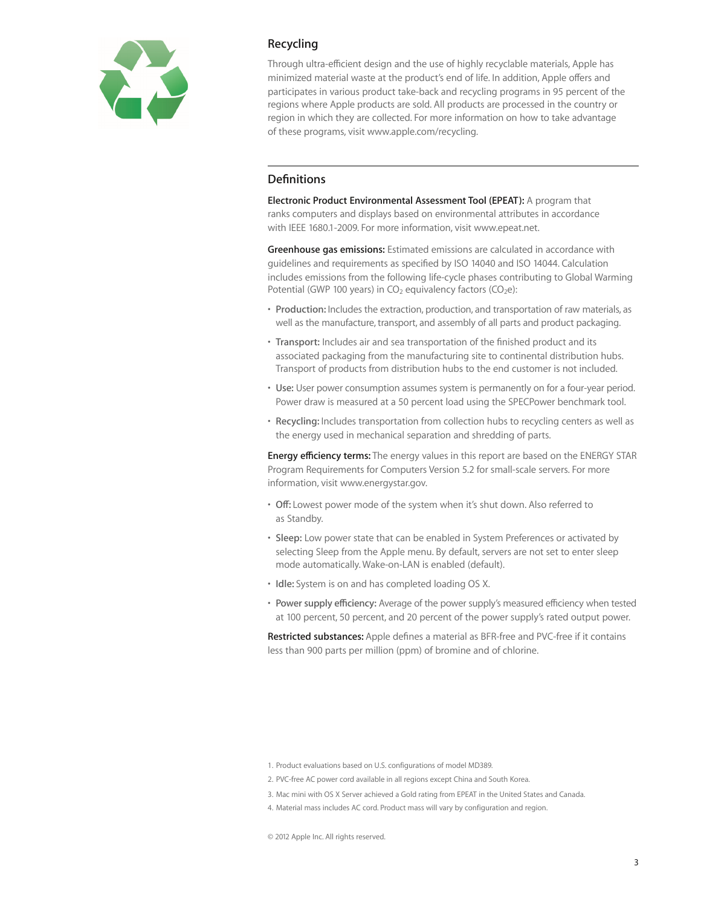## Recycling

Through ultra-efficient design and the use of highly recyclable materials, Apple has minimized material waste at the product's end of life. In addition, Apple offers and participates in various product take-back and recycling programs in 95 percent of the regions where Apple products are sold. All products are processed in the country or region in which they are collected. For more information on how to take advantage of these programs, visit www.apple.com/recycling.

## Definitions

**Electronic Product Environmental Assessment Tool (EPEAT):** A program that ranks computers and displays based on environmental attributes in accordance with IEEE 1680.1-2009. For more information, visit www.epeat.net.

**Greenhouse gas emissions:** Estimated emissions are calculated in accordance with guidelines and requirements as specified by ISO 14040 and ISO 14044. Calculation includes emissions from the following life-cycle phases contributing to Global Warming Potential (GWP 100 years) in $CO_2$ equivalency factors ($CO_2e$):

- **Production:** Includes the extraction, production, and transportation of raw materials, as well as the manufacture, transport, and assembly of all parts and product packaging.
- **Transport:** Includes air and sea transportation of the finished product and its associated packaging from the manufacturing site to continental distribution hubs. Transport of products from distribution hubs to the end customer is not included.
- **Use:** User power consumption assumes system is permanently on for a four-year period. Power draw is measured at a 50 percent load using the SPECPower benchmark tool.
- **Recycling:** Includes transportation from collection hubs to recycling centers as well as the energy used in mechanical separation and shredding of parts.

**Energy efficiency terms:** The energy values in this report are based on the ENERGY STAR Program Requirements for Computers Version 5.2 for small-scale servers. For more information, visit www.energystar.gov.

- **Off:** Lowest power mode of the system when it's shut down. Also referred to as Standby.
- **Sleep:** Low power state that can be enabled in System Preferences or activated by selecting Sleep from the Apple menu. By default, servers are not set to enter sleep mode automatically. Wake-on-LAN is enabled (default).
- **Idle:** System is on and has completed loading OS X.
- **Power supply efficiency:** Average of the power supply's measured efficiency when tested at 100 percent, 50 percent, and 20 percent of the power supply's rated output power.

**Restricted substances:** Apple defines a material as BFR-free and PVC-free if it contains less than 900 parts per million (ppm) of bromine and of chlorine.

1. Product evaluations based on U.S. configurations of model MD389.
2. PVC-free AC power cord available in all regions except China and South Korea.
3. Mac mini with OS X Server achieved a Gold rating from EPEAT in the United States and Canada.
4. Material mass includes AC cord. Product mass will vary by configuration and region.

© 2012 Apple Inc. All rights reserved.